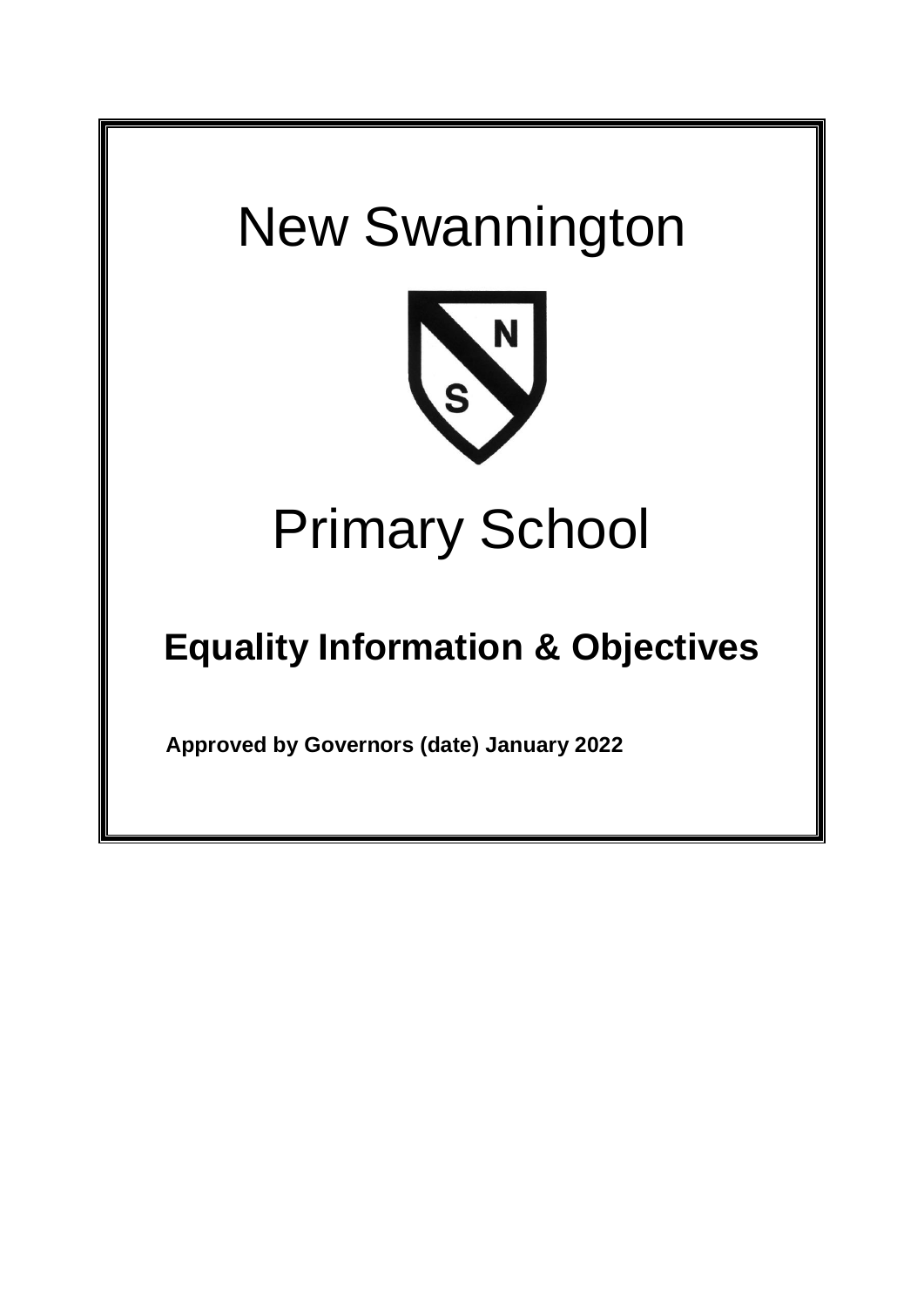# New Swannington

# Primary School

## Equality Information & Objectives

**Approved by Governors (date) January 2022**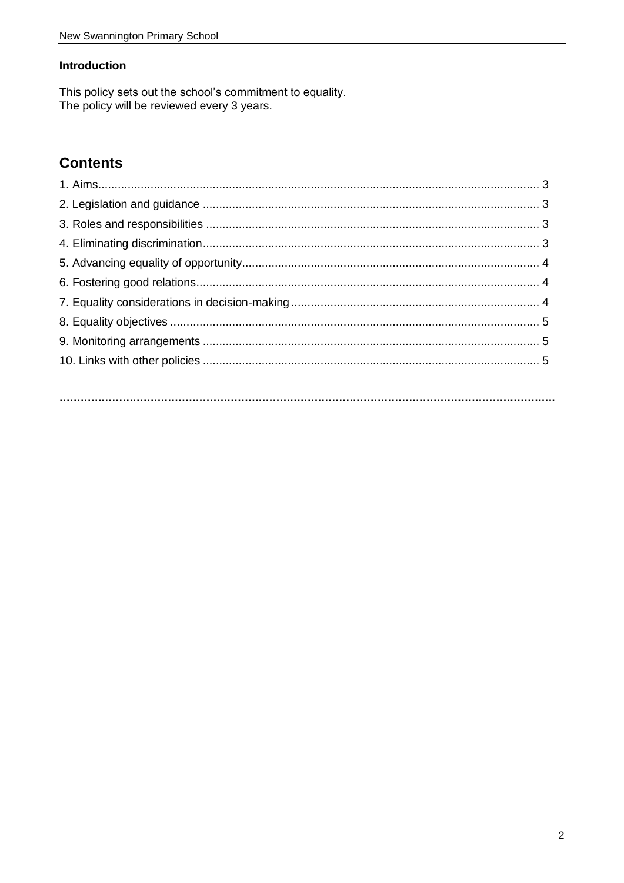**Introduction**

This policy sets out the school's commitment to equality.
The policy will be reviewed every 3 years.

## Contents

1. Aims .......... 3
2. Legislation and guidance .......... 3
3. Roles and responsibilities .......... 3
4. Eliminating discrimination .......... 3
5. Advancing equality of opportunity .......... 4
6. Fostering good relations .......... 4
7. Equality considerations in decision-making .......... 4
8. Equality objectives .......... 5
9. Monitoring arrangements .......... 5
10. Links with other policies .......... 5

**..............................................................................................................................**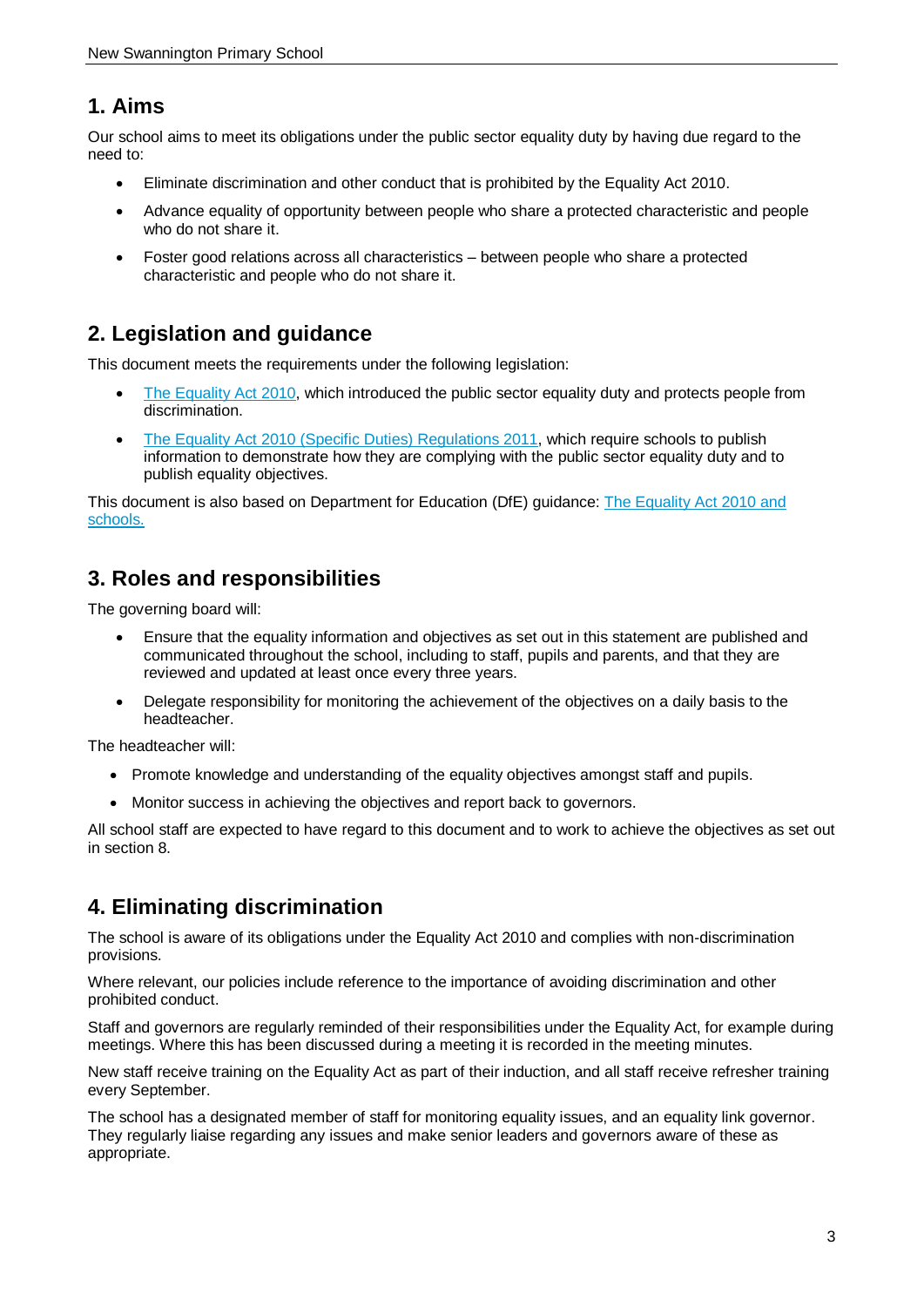## 1. Aims

Our school aims to meet its obligations under the public sector equality duty by having due regard to the need to:

- Eliminate discrimination and other conduct that is prohibited by the Equality Act 2010.
- Advance equality of opportunity between people who share a protected characteristic and people who do not share it.
- Foster good relations across all characteristics – between people who share a protected characteristic and people who do not share it.

## 2. Legislation and guidance

This document meets the requirements under the following legislation:

- The Equality Act 2010, which introduced the public sector equality duty and protects people from discrimination.
- The Equality Act 2010 (Specific Duties) Regulations 2011, which require schools to publish information to demonstrate how they are complying with the public sector equality duty and to publish equality objectives.

This document is also based on Department for Education (DfE) guidance: The Equality Act 2010 and schools.

## 3. Roles and responsibilities

The governing board will:

- Ensure that the equality information and objectives as set out in this statement are published and communicated throughout the school, including to staff, pupils and parents, and that they are reviewed and updated at least once every three years.
- Delegate responsibility for monitoring the achievement of the objectives on a daily basis to the headteacher.

The headteacher will:

- Promote knowledge and understanding of the equality objectives amongst staff and pupils.
- Monitor success in achieving the objectives and report back to governors.

All school staff are expected to have regard to this document and to work to achieve the objectives as set out in section 8.

## 4. Eliminating discrimination

The school is aware of its obligations under the Equality Act 2010 and complies with non-discrimination provisions.

Where relevant, our policies include reference to the importance of avoiding discrimination and other prohibited conduct.

Staff and governors are regularly reminded of their responsibilities under the Equality Act, for example during meetings. Where this has been discussed during a meeting it is recorded in the meeting minutes.

New staff receive training on the Equality Act as part of their induction, and all staff receive refresher training every September.

The school has a designated member of staff for monitoring equality issues, and an equality link governor. They regularly liaise regarding any issues and make senior leaders and governors aware of these as appropriate.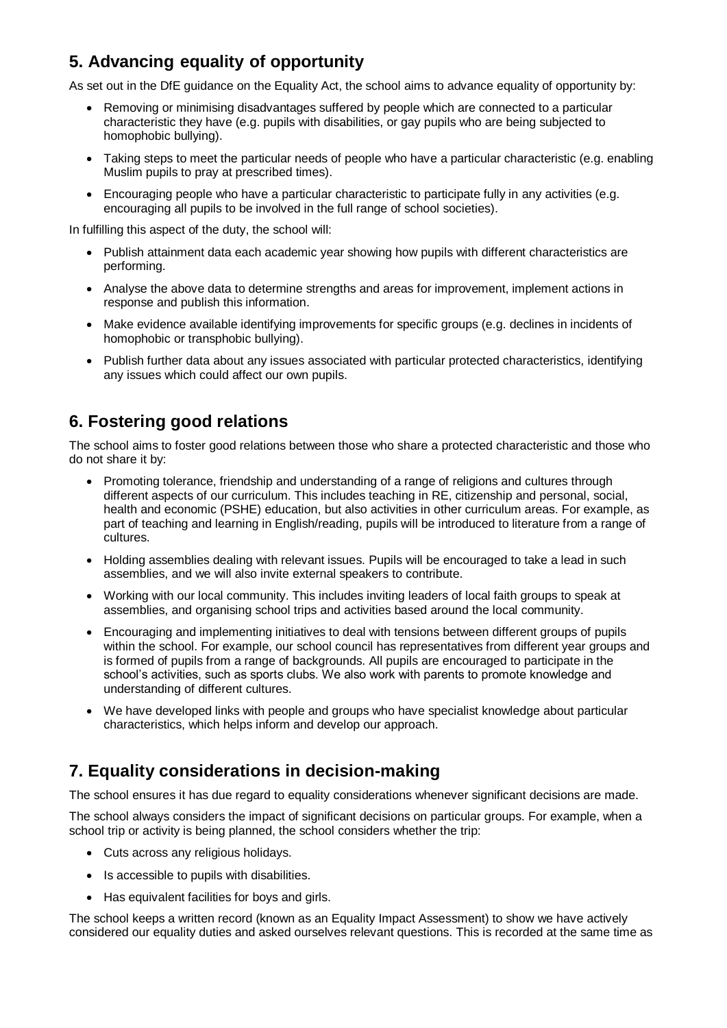## 5. Advancing equality of opportunity

As set out in the DfE guidance on the Equality Act, the school aims to advance equality of opportunity by:

- Removing or minimising disadvantages suffered by people which are connected to a particular characteristic they have (e.g. pupils with disabilities, or gay pupils who are being subjected to homophobic bullying).
- Taking steps to meet the particular needs of people who have a particular characteristic (e.g. enabling Muslim pupils to pray at prescribed times).
- Encouraging people who have a particular characteristic to participate fully in any activities (e.g. encouraging all pupils to be involved in the full range of school societies).

In fulfilling this aspect of the duty, the school will:

- Publish attainment data each academic year showing how pupils with different characteristics are performing.
- Analyse the above data to determine strengths and areas for improvement, implement actions in response and publish this information.
- Make evidence available identifying improvements for specific groups (e.g. declines in incidents of homophobic or transphobic bullying).
- Publish further data about any issues associated with particular protected characteristics, identifying any issues which could affect our own pupils.

## 6. Fostering good relations

The school aims to foster good relations between those who share a protected characteristic and those who do not share it by:

- Promoting tolerance, friendship and understanding of a range of religions and cultures through different aspects of our curriculum. This includes teaching in RE, citizenship and personal, social, health and economic (PSHE) education, but also activities in other curriculum areas. For example, as part of teaching and learning in English/reading, pupils will be introduced to literature from a range of cultures.
- Holding assemblies dealing with relevant issues. Pupils will be encouraged to take a lead in such assemblies, and we will also invite external speakers to contribute.
- Working with our local community. This includes inviting leaders of local faith groups to speak at assemblies, and organising school trips and activities based around the local community.
- Encouraging and implementing initiatives to deal with tensions between different groups of pupils within the school. For example, our school council has representatives from different year groups and is formed of pupils from a range of backgrounds. All pupils are encouraged to participate in the school's activities, such as sports clubs. We also work with parents to promote knowledge and understanding of different cultures.
- We have developed links with people and groups who have specialist knowledge about particular characteristics, which helps inform and develop our approach.

## 7. Equality considerations in decision-making

The school ensures it has due regard to equality considerations whenever significant decisions are made.

The school always considers the impact of significant decisions on particular groups. For example, when a school trip or activity is being planned, the school considers whether the trip:

- Cuts across any religious holidays.
- Is accessible to pupils with disabilities.
- Has equivalent facilities for boys and girls.

The school keeps a written record (known as an Equality Impact Assessment) to show we have actively considered our equality duties and asked ourselves relevant questions. This is recorded at the same time as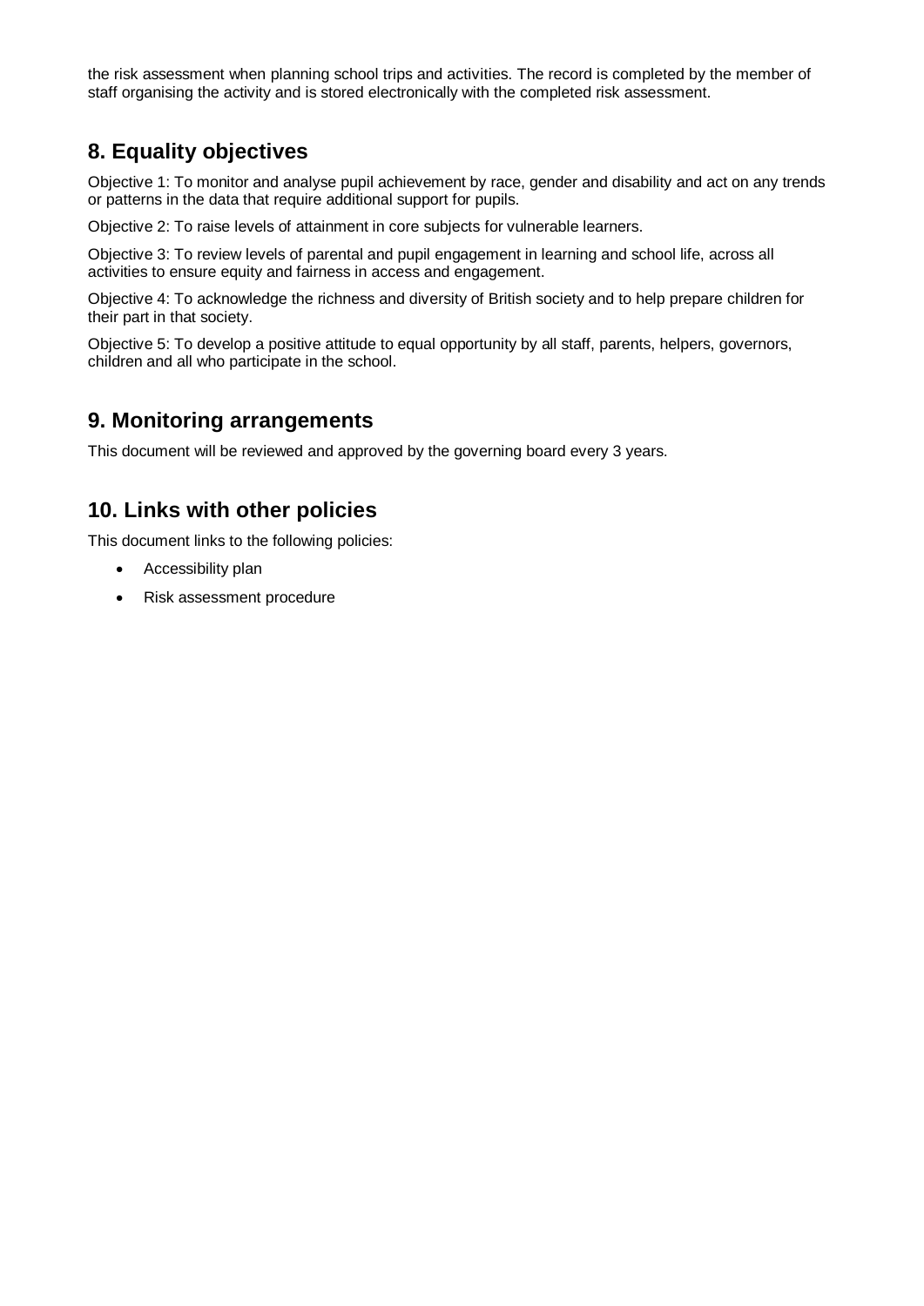the risk assessment when planning school trips and activities. The record is completed by the member of staff organising the activity and is stored electronically with the completed risk assessment.

## 8. Equality objectives

Objective 1: To monitor and analyse pupil achievement by race, gender and disability and act on any trends or patterns in the data that require additional support for pupils.

Objective 2: To raise levels of attainment in core subjects for vulnerable learners.

Objective 3: To review levels of parental and pupil engagement in learning and school life, across all activities to ensure equity and fairness in access and engagement.

Objective 4: To acknowledge the richness and diversity of British society and to help prepare children for their part in that society.

Objective 5: To develop a positive attitude to equal opportunity by all staff, parents, helpers, governors, children and all who participate in the school.

## 9. Monitoring arrangements

This document will be reviewed and approved by the governing board every 3 years.

## 10. Links with other policies

This document links to the following policies:

- Accessibility plan
- Risk assessment procedure